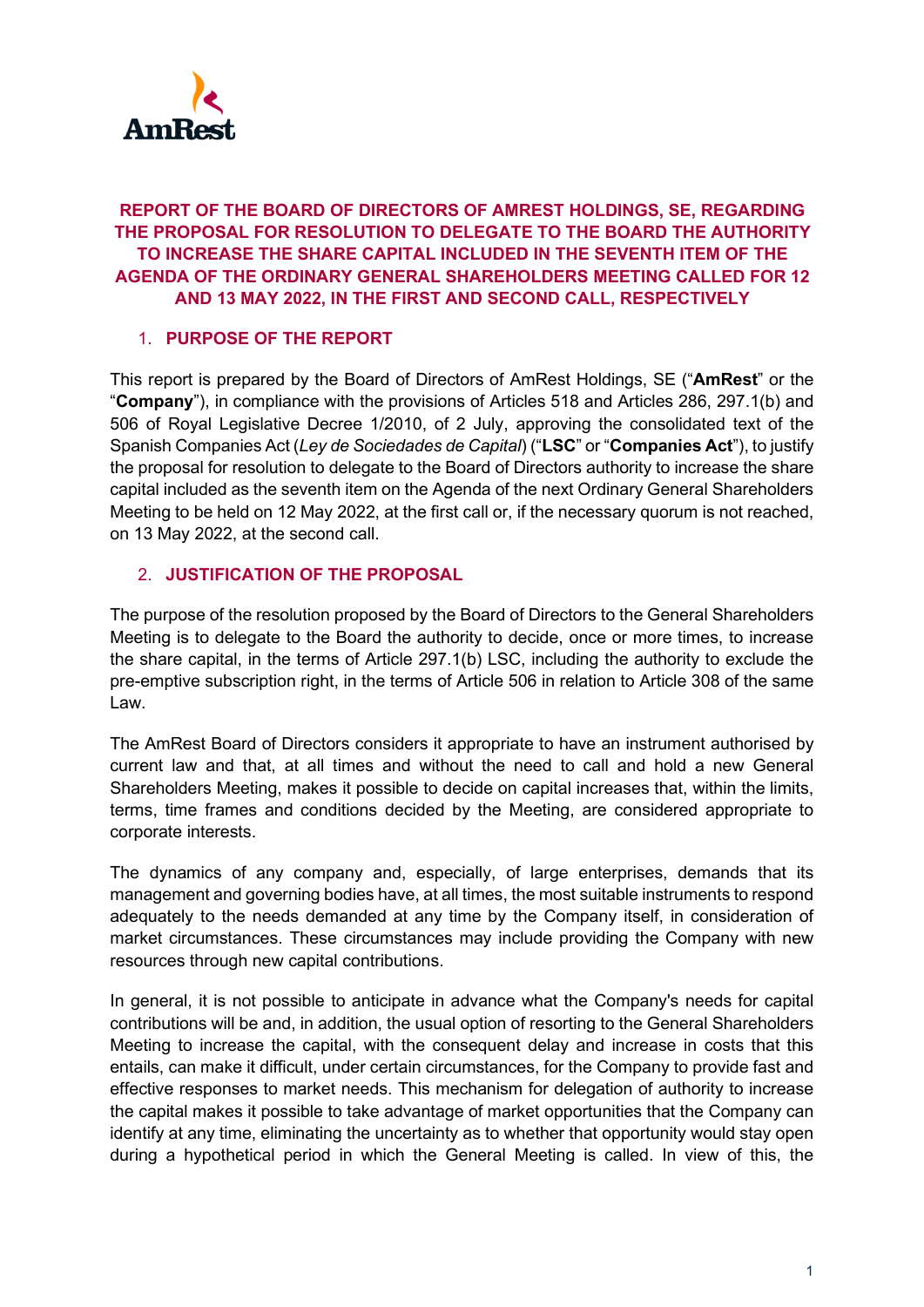**REPORT OF THE BOARD OF DIRECTORS OF AMREST HOLDINGS, SE, REGARDING THE PROPOSAL FOR RESOLUTION TO DELEGATE TO THE BOARD THE AUTHORITY TO INCREASE THE SHARE CAPITAL INCLUDED IN THE SEVENTH ITEM OF THE AGENDA OF THE ORDINARY GENERAL SHAREHOLDERS MEETING CALLED FOR 12 AND 13 MAY 2022, IN THE FIRST AND SECOND CALL, RESPECTIVELY**

## 1. PURPOSE OF THE REPORT

This report is prepared by the Board of Directors of AmRest Holdings, SE ("**AmRest**" or the "**Company**"), in compliance with the provisions of Articles 518 and Articles 286, 297.1(b) and 506 of Royal Legislative Decree 1/2010, of 2 July, approving the consolidated text of the Spanish Companies Act (*Ley de Sociedades de Capital*) ("**LSC**" or "**Companies Act**"), to justify the proposal for resolution to delegate to the Board of Directors authority to increase the share capital included as the seventh item on the Agenda of the next Ordinary General Shareholders Meeting to be held on 12 May 2022, at the first call or, if the necessary quorum is not reached, on 13 May 2022, at the second call.

## 2. JUSTIFICATION OF THE PROPOSAL

The purpose of the resolution proposed by the Board of Directors to the General Shareholders Meeting is to delegate to the Board the authority to decide, once or more times, to increase the share capital, in the terms of Article 297.1(b) LSC, including the authority to exclude the pre-emptive subscription right, in the terms of Article 506 in relation to Article 308 of the same Law.

The AmRest Board of Directors considers it appropriate to have an instrument authorised by current law and that, at all times and without the need to call and hold a new General Shareholders Meeting, makes it possible to decide on capital increases that, within the limits, terms, time frames and conditions decided by the Meeting, are considered appropriate to corporate interests.

The dynamics of any company and, especially, of large enterprises, demands that its management and governing bodies have, at all times, the most suitable instruments to respond adequately to the needs demanded at any time by the Company itself, in consideration of market circumstances. These circumstances may include providing the Company with new resources through new capital contributions.

In general, it is not possible to anticipate in advance what the Company's needs for capital contributions will be and, in addition, the usual option of resorting to the General Shareholders Meeting to increase the capital, with the consequent delay and increase in costs that this entails, can make it difficult, under certain circumstances, for the Company to provide fast and effective responses to market needs. This mechanism for delegation of authority to increase the capital makes it possible to take advantage of market opportunities that the Company can identify at any time, eliminating the uncertainty as to whether that opportunity would stay open during a hypothetical period in which the General Meeting is called. In view of this, the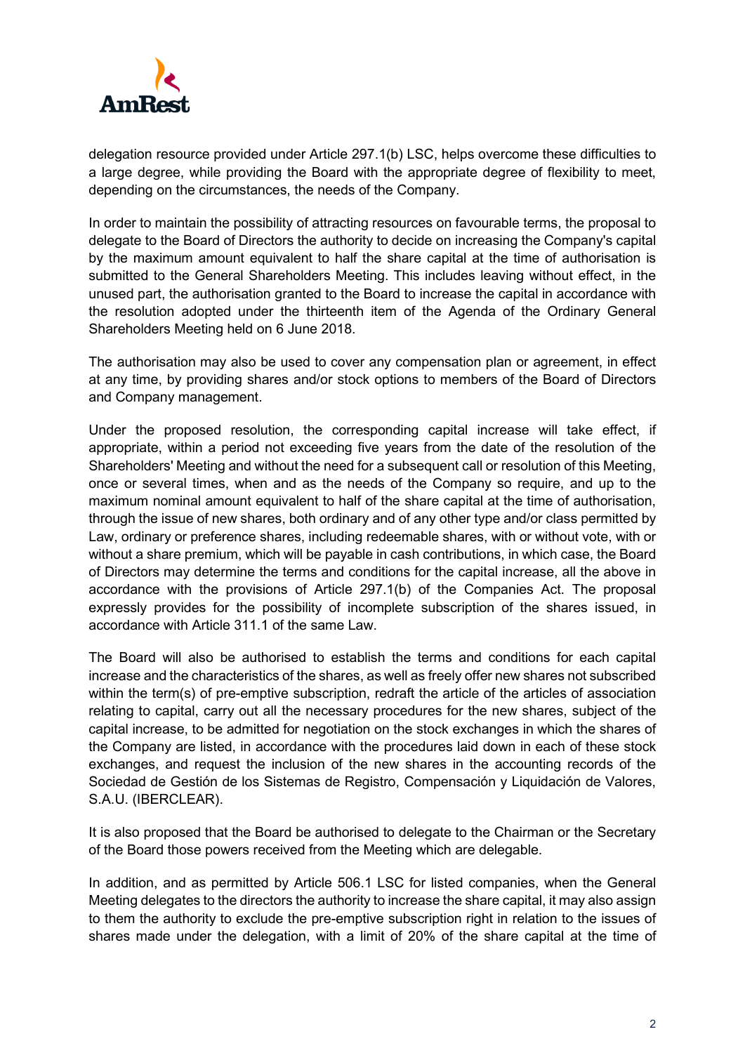delegation resource provided under Article 297.1(b) LSC, helps overcome these difficulties to a large degree, while providing the Board with the appropriate degree of flexibility to meet, depending on the circumstances, the needs of the Company.

In order to maintain the possibility of attracting resources on favourable terms, the proposal to delegate to the Board of Directors the authority to decide on increasing the Company's capital by the maximum amount equivalent to half the share capital at the time of authorisation is submitted to the General Shareholders Meeting. This includes leaving without effect, in the unused part, the authorisation granted to the Board to increase the capital in accordance with the resolution adopted under the thirteenth item of the Agenda of the Ordinary General Shareholders Meeting held on 6 June 2018.

The authorisation may also be used to cover any compensation plan or agreement, in effect at any time, by providing shares and/or stock options to members of the Board of Directors and Company management.

Under the proposed resolution, the corresponding capital increase will take effect, if appropriate, within a period not exceeding five years from the date of the resolution of the Shareholders' Meeting and without the need for a subsequent call or resolution of this Meeting, once or several times, when and as the needs of the Company so require, and up to the maximum nominal amount equivalent to half of the share capital at the time of authorisation, through the issue of new shares, both ordinary and of any other type and/or class permitted by Law, ordinary or preference shares, including redeemable shares, with or without vote, with or without a share premium, which will be payable in cash contributions, in which case, the Board of Directors may determine the terms and conditions for the capital increase, all the above in accordance with the provisions of Article 297.1(b) of the Companies Act. The proposal expressly provides for the possibility of incomplete subscription of the shares issued, in accordance with Article 311.1 of the same Law.

The Board will also be authorised to establish the terms and conditions for each capital increase and the characteristics of the shares, as well as freely offer new shares not subscribed within the term(s) of pre-emptive subscription, redraft the article of the articles of association relating to capital, carry out all the necessary procedures for the new shares, subject of the capital increase, to be admitted for negotiation on the stock exchanges in which the shares of the Company are listed, in accordance with the procedures laid down in each of these stock exchanges, and request the inclusion of the new shares in the accounting records of the Sociedad de Gestión de los Sistemas de Registro, Compensación y Liquidación de Valores, S.A.U. (IBERCLEAR).

It is also proposed that the Board be authorised to delegate to the Chairman or the Secretary of the Board those powers received from the Meeting which are delegable.

In addition, and as permitted by Article 506.1 LSC for listed companies, when the General Meeting delegates to the directors the authority to increase the share capital, it may also assign to them the authority to exclude the pre-emptive subscription right in relation to the issues of shares made under the delegation, with a limit of 20% of the share capital at the time of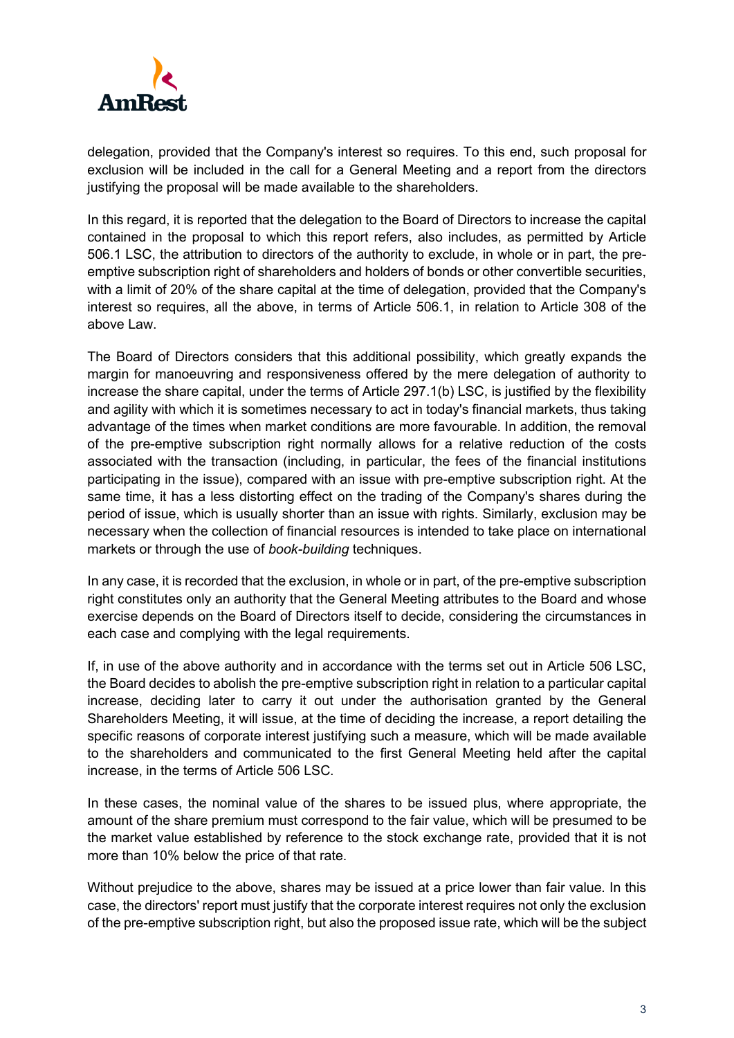delegation, provided that the Company's interest so requires. To this end, such proposal for exclusion will be included in the call for a General Meeting and a report from the directors justifying the proposal will be made available to the shareholders.

In this regard, it is reported that the delegation to the Board of Directors to increase the capital contained in the proposal to which this report refers, also includes, as permitted by Article 506.1 LSC, the attribution to directors of the authority to exclude, in whole or in part, the pre-emptive subscription right of shareholders and holders of bonds or other convertible securities, with a limit of 20% of the share capital at the time of delegation, provided that the Company's interest so requires, all the above, in terms of Article 506.1, in relation to Article 308 of the above Law.

The Board of Directors considers that this additional possibility, which greatly expands the margin for manoeuvring and responsiveness offered by the mere delegation of authority to increase the share capital, under the terms of Article 297.1(b) LSC, is justified by the flexibility and agility with which it is sometimes necessary to act in today's financial markets, thus taking advantage of the times when market conditions are more favourable. In addition, the removal of the pre-emptive subscription right normally allows for a relative reduction of the costs associated with the transaction (including, in particular, the fees of the financial institutions participating in the issue), compared with an issue with pre-emptive subscription right. At the same time, it has a less distorting effect on the trading of the Company's shares during the period of issue, which is usually shorter than an issue with rights. Similarly, exclusion may be necessary when the collection of financial resources is intended to take place on international markets or through the use of *book-building* techniques.

In any case, it is recorded that the exclusion, in whole or in part, of the pre-emptive subscription right constitutes only an authority that the General Meeting attributes to the Board and whose exercise depends on the Board of Directors itself to decide, considering the circumstances in each case and complying with the legal requirements.

If, in use of the above authority and in accordance with the terms set out in Article 506 LSC, the Board decides to abolish the pre-emptive subscription right in relation to a particular capital increase, deciding later to carry it out under the authorisation granted by the General Shareholders Meeting, it will issue, at the time of deciding the increase, a report detailing the specific reasons of corporate interest justifying such a measure, which will be made available to the shareholders and communicated to the first General Meeting held after the capital increase, in the terms of Article 506 LSC.

In these cases, the nominal value of the shares to be issued plus, where appropriate, the amount of the share premium must correspond to the fair value, which will be presumed to be the market value established by reference to the stock exchange rate, provided that it is not more than 10% below the price of that rate.

Without prejudice to the above, shares may be issued at a price lower than fair value. In this case, the directors' report must justify that the corporate interest requires not only the exclusion of the pre-emptive subscription right, but also the proposed issue rate, which will be the subject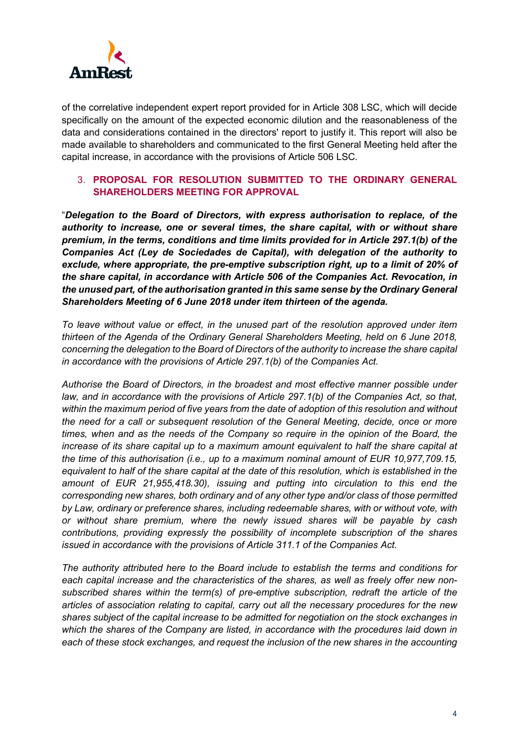of the correlative independent expert report provided for in Article 308 LSC, which will decide specifically on the amount of the expected economic dilution and the reasonableness of the data and considerations contained in the directors' report to justify it. This report will also be made available to shareholders and communicated to the first General Meeting held after the capital increase, in accordance with the provisions of Article 506 LSC.

## 3. PROPOSAL FOR RESOLUTION SUBMITTED TO THE ORDINARY GENERAL SHAREHOLDERS MEETING FOR APPROVAL

"***Delegation to the Board of Directors, with express authorisation to replace, of the authority to increase, one or several times, the share capital, with or without share premium, in the terms, conditions and time limits provided for in Article 297.1(b) of the Companies Act (Ley de Sociedades de Capital), with delegation of the authority to exclude, where appropriate, the pre-emptive subscription right, up to a limit of 20% of the share capital, in accordance with Article 506 of the Companies Act. Revocation, in the unused part, of the authorisation granted in this same sense by the Ordinary General Shareholders Meeting of 6 June 2018 under item thirteen of the agenda.***

*To leave without value or effect, in the unused part of the resolution approved under item thirteen of the Agenda of the Ordinary General Shareholders Meeting, held on 6 June 2018, concerning the delegation to the Board of Directors of the authority to increase the share capital in accordance with the provisions of Article 297.1(b) of the Companies Act.*

*Authorise the Board of Directors, in the broadest and most effective manner possible under law, and in accordance with the provisions of Article 297.1(b) of the Companies Act, so that, within the maximum period of five years from the date of adoption of this resolution and without the need for a call or subsequent resolution of the General Meeting, decide, once or more times, when and as the needs of the Company so require in the opinion of the Board, the increase of its share capital up to a maximum amount equivalent to half the share capital at the time of this authorisation (i.e., up to a maximum nominal amount of EUR 10,977,709.15, equivalent to half of the share capital at the date of this resolution, which is established in the amount of EUR 21,955,418.30), issuing and putting into circulation to this end the corresponding new shares, both ordinary and of any other type and/or class of those permitted by Law, ordinary or preference shares, including redeemable shares, with or without vote, with or without share premium, where the newly issued shares will be payable by cash contributions, providing expressly the possibility of incomplete subscription of the shares issued in accordance with the provisions of Article 311.1 of the Companies Act.*

*The authority attributed here to the Board include to establish the terms and conditions for each capital increase and the characteristics of the shares, as well as freely offer new non-subscribed shares within the term(s) of pre-emptive subscription, redraft the article of the articles of association relating to capital, carry out all the necessary procedures for the new shares subject of the capital increase to be admitted for negotiation on the stock exchanges in which the shares of the Company are listed, in accordance with the procedures laid down in each of these stock exchanges, and request the inclusion of the new shares in the accounting*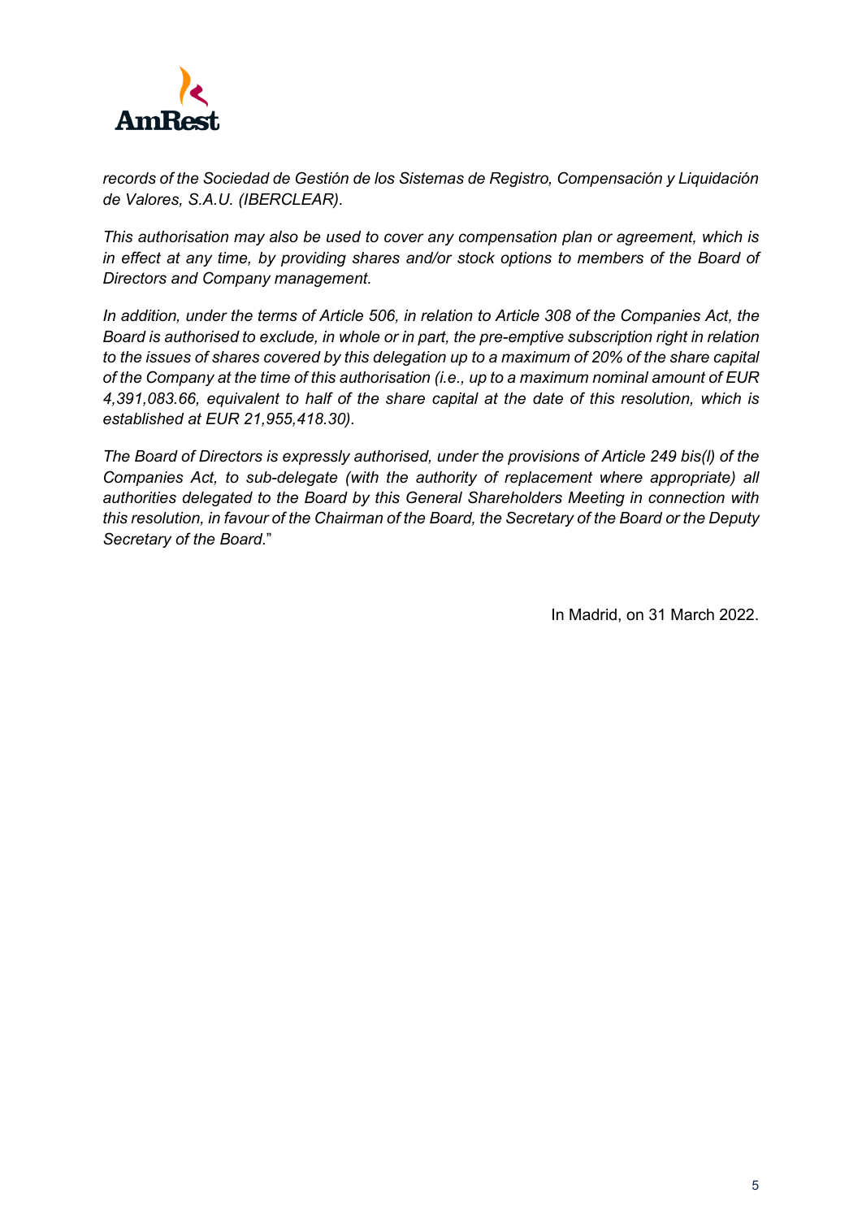*records of the Sociedad de Gestión de los Sistemas de Registro, Compensación y Liquidación de Valores, S.A.U. (IBERCLEAR).*

*This authorisation may also be used to cover any compensation plan or agreement, which is in effect at any time, by providing shares and/or stock options to members of the Board of Directors and Company management.*

*In addition, under the terms of Article 506, in relation to Article 308 of the Companies Act, the Board is authorised to exclude, in whole or in part, the pre-emptive subscription right in relation to the issues of shares covered by this delegation up to a maximum of 20% of the share capital of the Company at the time of this authorisation (i.e., up to a maximum nominal amount of EUR 4,391,083.66, equivalent to half of the share capital at the date of this resolution, which is established at EUR 21,955,418.30).*

*The Board of Directors is expressly authorised, under the provisions of Article 249 bis(l) of the Companies Act, to sub-delegate (with the authority of replacement where appropriate) all authorities delegated to the Board by this General Shareholders Meeting in connection with this resolution, in favour of the Chairman of the Board, the Secretary of the Board or the Deputy Secretary of the Board.*"

In Madrid, on 31 March 2022.